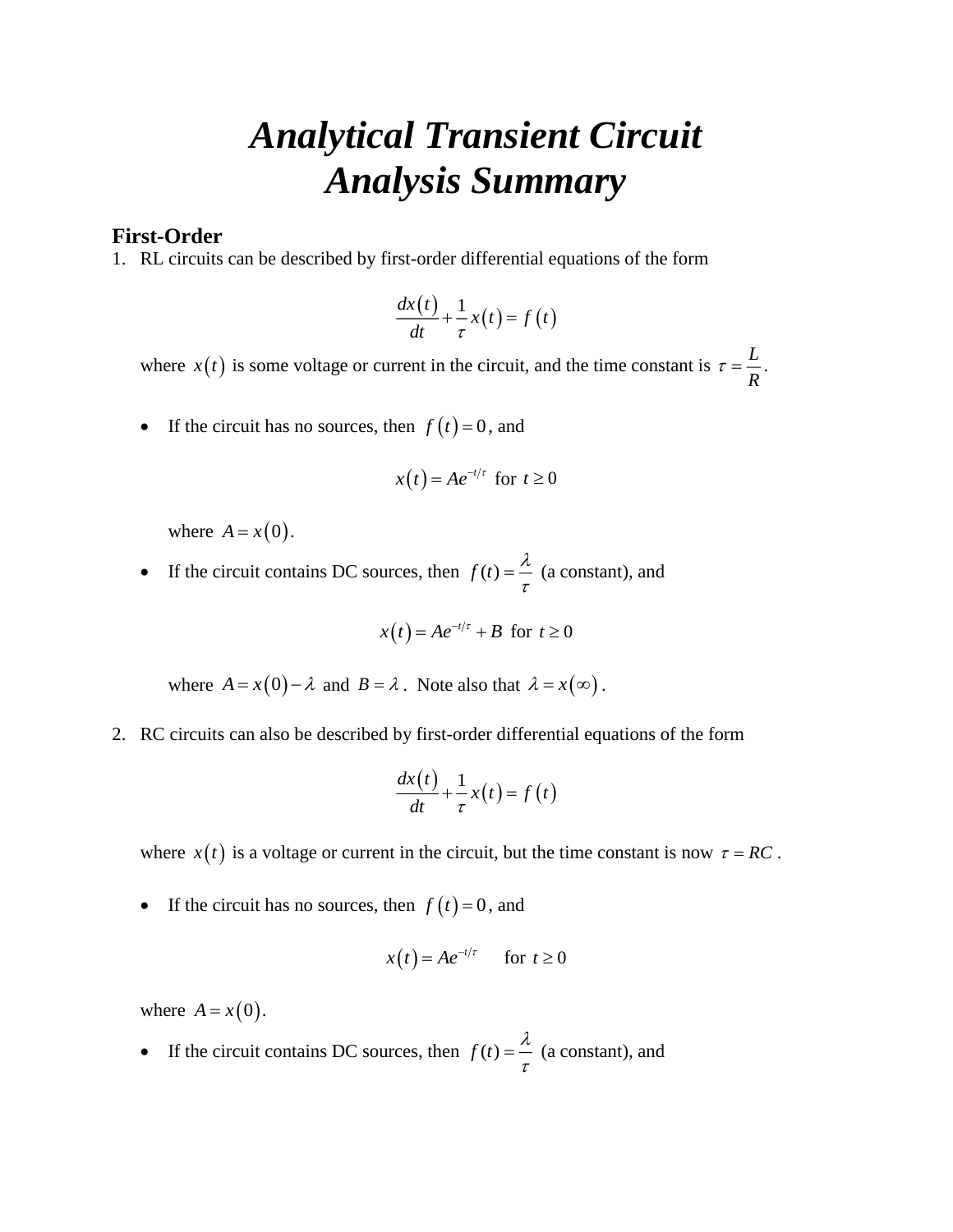# *Analytical Transient Circuit Analysis Summary*

## First-Order

1. RL circuits can be described by first-order differential equations of the form

$$\frac{dx(t)}{dt} + \frac{1}{\tau} x(t) = f(t)$$

   where $x(t)$ is some voltage or current in the circuit, and the time constant is $\tau = \frac{L}{R}$.

   - If the circuit has no sources, then $f(t) = 0$, and

$$x(t) = Ae^{-t/\tau} \text{ for } t \geq 0$$

     where $A = x(0)$.

   - If the circuit contains DC sources, then $f(t) = \frac{\lambda}{\tau}$ (a constant), and

$$x(t) = Ae^{-t/\tau} + B \text{ for } t \geq 0$$

     where $A = x(0) - \lambda$ and $B = \lambda$. Note also that $\lambda = x(\infty)$.

2. RC circuits can also be described by first-order differential equations of the form

$$\frac{dx(t)}{dt} + \frac{1}{\tau} x(t) = f(t)$$

   where $x(t)$ is a voltage or current in the circuit, but the time constant is now $\tau = RC$.

   - If the circuit has no sources, then $f(t) = 0$, and

$$x(t) = Ae^{-t/\tau} \quad \text{for } t \geq 0$$

   where $A = x(0)$.

   - If the circuit contains DC sources, then $f(t) = \frac{\lambda}{\tau}$ (a constant), and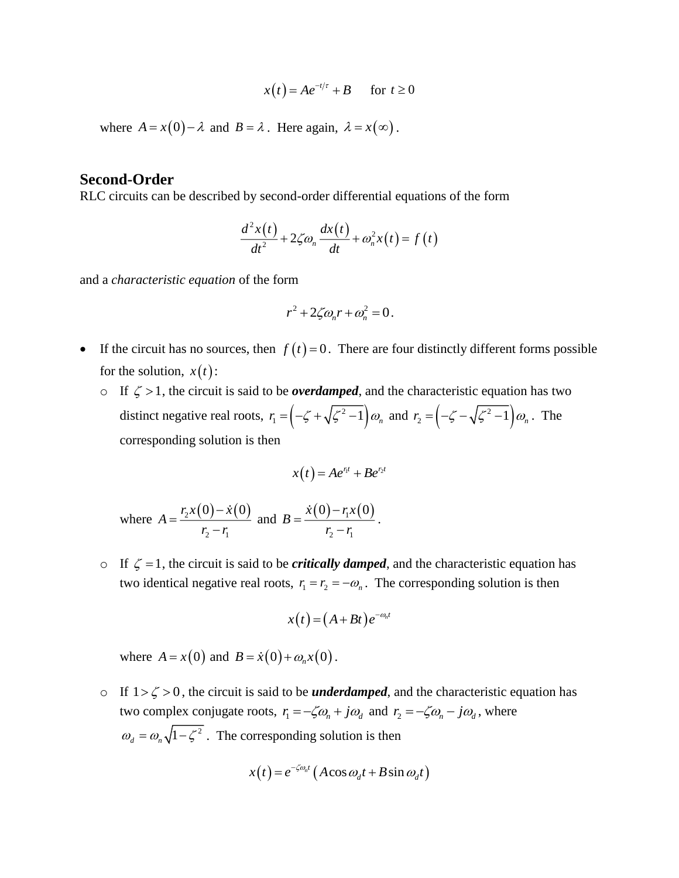$$x(t) = Ae^{-t/\tau} + B \qquad \text{for } t \geq 0$$

where $A = x(0) - \lambda$ and $B = \lambda$. Here again, $\lambda = x(\infty)$.

## Second-Order

RLC circuits can be described by second-order differential equations of the form

$$\frac{d^2x(t)}{dt^2} + 2\zeta\omega_n \frac{dx(t)}{dt} + \omega_n^2 x(t) = f(t)$$

and a *characteristic equation* of the form

$$r^2 + 2\zeta\omega_n r + \omega_n^2 = 0.$$

- If the circuit has no sources, then $f(t) = 0$. There are four distinctly different forms possible for the solution, $x(t)$:
  - If $\zeta > 1$, the circuit is said to be ***overdamped***, and the characteristic equation has two distinct negative real roots, $r_1 = \left(-\zeta + \sqrt{\zeta^2 - 1}\right)\omega_n$ and $r_2 = \left(-\zeta - \sqrt{\zeta^2 - 1}\right)\omega_n$. The corresponding solution is then

    $$x(t) = Ae^{r_1 t} + Be^{r_2 t}$$

    where $A = \dfrac{r_2 x(0) - \dot{x}(0)}{r_2 - r_1}$ and $B = \dfrac{\dot{x}(0) - r_1 x(0)}{r_2 - r_1}$.

  - If $\zeta = 1$, the circuit is said to be ***critically damped***, and the characteristic equation has two identical negative real roots, $r_1 = r_2 = -\omega_n$. The corresponding solution is then

    $$x(t) = (A + Bt)e^{-\omega_n t}$$

    where $A = x(0)$ and $B = \dot{x}(0) + \omega_n x(0)$.

  - If $1 > \zeta > 0$, the circuit is said to be ***underdamped***, and the characteristic equation has two complex conjugate roots, $r_1 = -\zeta\omega_n + j\omega_d$ and $r_2 = -\zeta\omega_n - j\omega_d$, where $\omega_d = \omega_n\sqrt{1 - \zeta^2}$. The corresponding solution is then

    $$x(t) = e^{-\zeta\omega_n t}\left(A\cos\omega_d t + B\sin\omega_d t\right)$$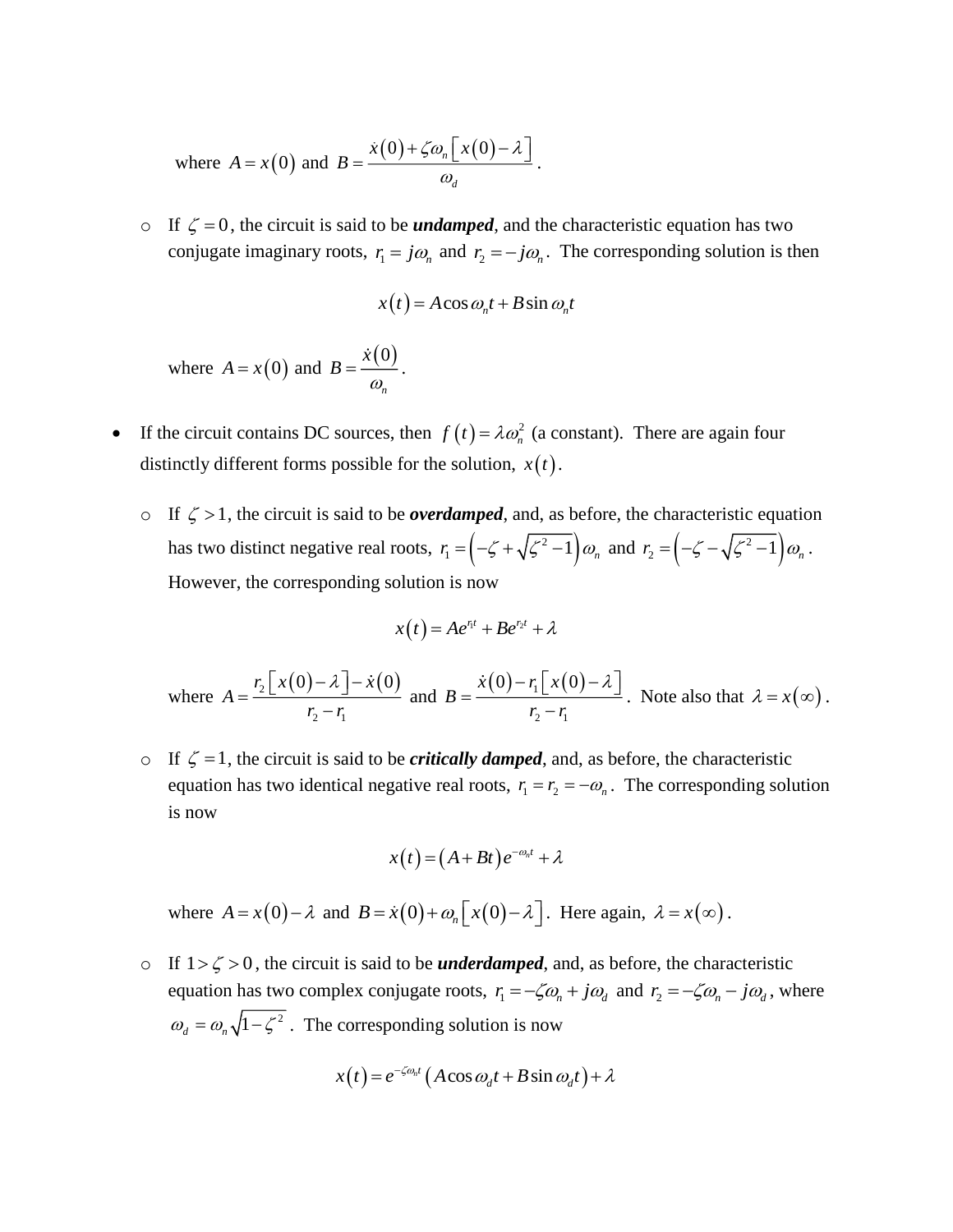where $A = x(0)$ and $B = \dfrac{\dot{x}(0) + \zeta\omega_n\left[x(0) - \lambda\right]}{\omega_d}$.

- If $\zeta = 0$, the circuit is said to be ***undamped***, and the characteristic equation has two conjugate imaginary roots, $r_1 = j\omega_n$ and $r_2 = -j\omega_n$. The corresponding solution is then

$$x(t) = A\cos\omega_n t + B\sin\omega_n t$$

  where $A = x(0)$ and $B = \dfrac{\dot{x}(0)}{\omega_n}$.

- If the circuit contains DC sources, then $f(t) = \lambda\omega_n^2$ (a constant). There are again four distinctly different forms possible for the solution, $x(t)$.

  - If $\zeta > 1$, the circuit is said to be ***overdamped***, and, as before, the characteristic equation has two distinct negative real roots, $r_1 = \left(-\zeta + \sqrt{\zeta^2 - 1}\right)\omega_n$ and $r_2 = \left(-\zeta - \sqrt{\zeta^2 - 1}\right)\omega_n$. However, the corresponding solution is now

$$x(t) = Ae^{r_1 t} + Be^{r_2 t} + \lambda$$

    where $A = \dfrac{r_2\left[x(0) - \lambda\right] - \dot{x}(0)}{r_2 - r_1}$ and $B = \dfrac{\dot{x}(0) - r_1\left[x(0) - \lambda\right]}{r_2 - r_1}$. Note also that $\lambda = x(\infty)$.

  - If $\zeta = 1$, the circuit is said to be ***critically damped***, and, as before, the characteristic equation has two identical negative real roots, $r_1 = r_2 = -\omega_n$. The corresponding solution is now

$$x(t) = (A + Bt)e^{-\omega_n t} + \lambda$$

    where $A = x(0) - \lambda$ and $B = \dot{x}(0) + \omega_n\left[x(0) - \lambda\right]$. Here again, $\lambda = x(\infty)$.

  - If $1 > \zeta > 0$, the circuit is said to be ***underdamped***, and, as before, the characteristic equation has two complex conjugate roots, $r_1 = -\zeta\omega_n + j\omega_d$ and $r_2 = -\zeta\omega_n - j\omega_d$, where $\omega_d = \omega_n\sqrt{1 - \zeta^2}$. The corresponding solution is now

$$x(t) = e^{-\zeta\omega_n t}\left(A\cos\omega_d t + B\sin\omega_d t\right) + \lambda$$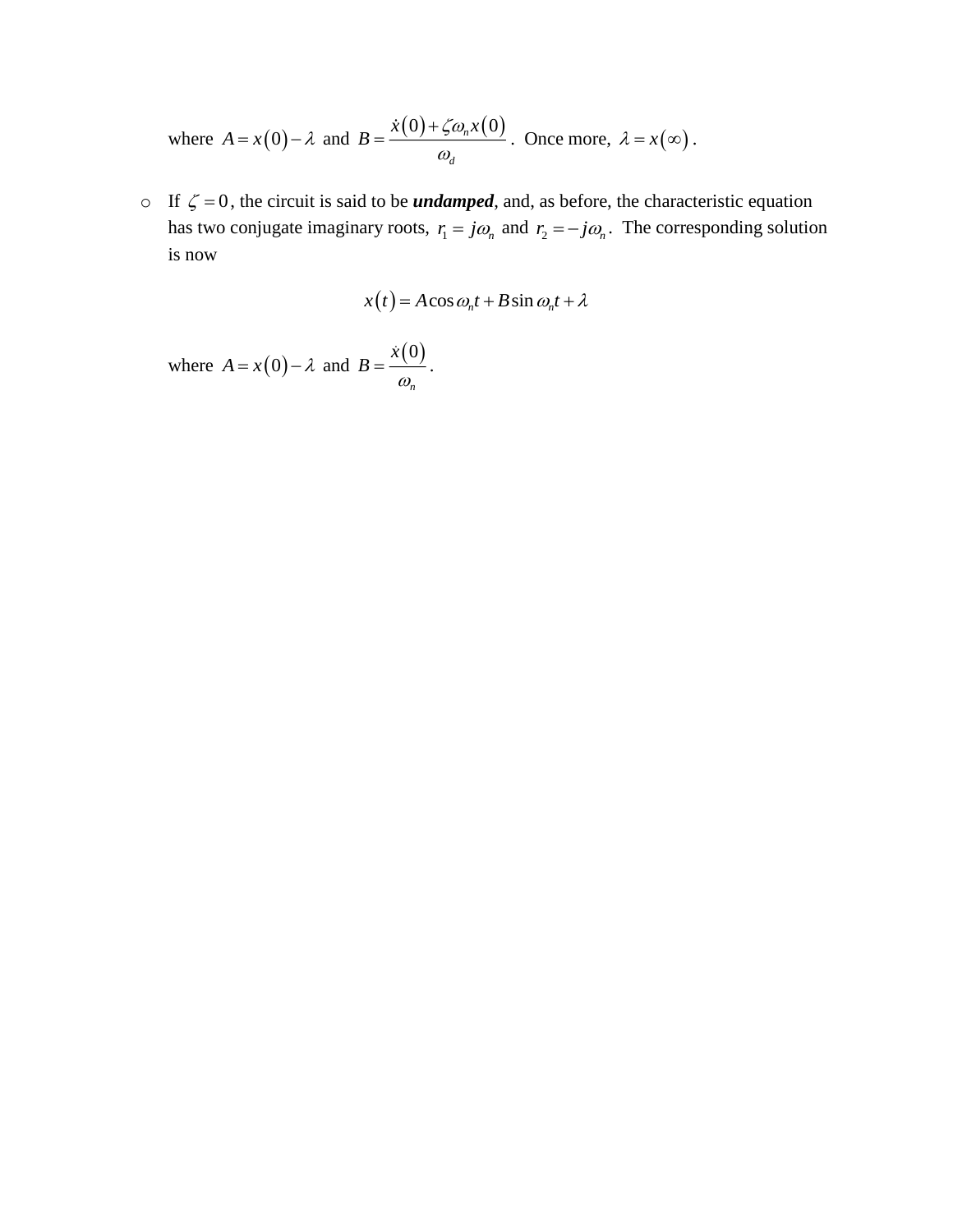where $A = x(0) - \lambda$ and $B = \dfrac{\dot{x}(0) + \zeta\omega_n x(0)}{\omega_d}$. Once more, $\lambda = x(\infty)$.

- If $\zeta = 0$, the circuit is said to be ***undamped***, and, as before, the characteristic equation has two conjugate imaginary roots, $r_1 = j\omega_n$ and $r_2 = -j\omega_n$. The corresponding solution is now

$$x(t) = A\cos\omega_n t + B\sin\omega_n t + \lambda$$

  where $A = x(0) - \lambda$ and $B = \dfrac{\dot{x}(0)}{\omega_n}$.